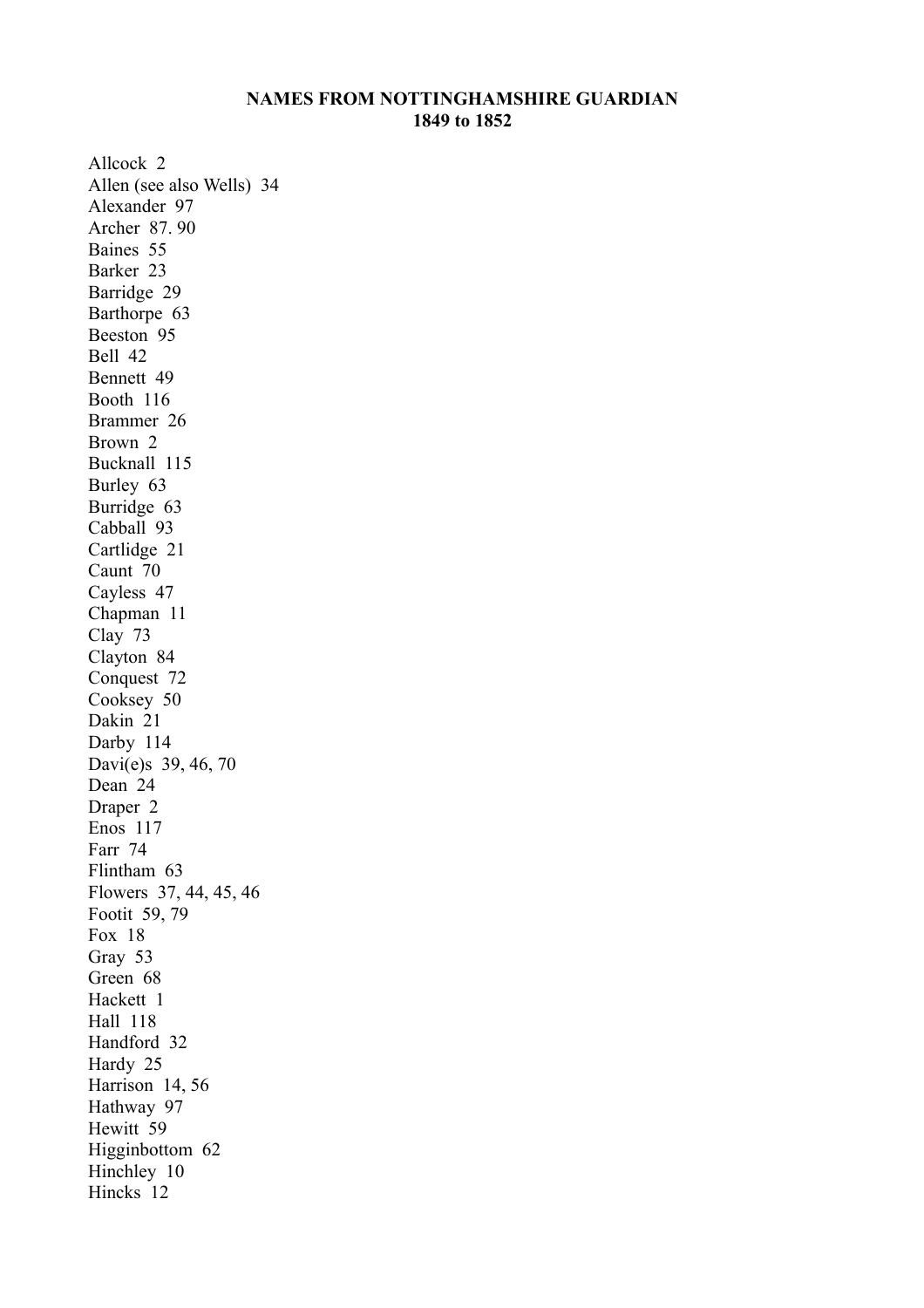**NAMES FROM NOTTINGHAMSHIRE GUARDIAN**
**1849 to 1852**

Allcock 2
Allen (see also Wells) 34
Alexander 97
Archer 87. 90
Baines 55
Barker 23
Barridge 29
Barthorpe 63
Beeston 95
Bell 42
Bennett 49
Booth 116
Brammer 26
Brown 2
Bucknall 115
Burley 63
Burridge 63
Cabball 93
Cartlidge 21
Caunt 70
Cayless 47
Chapman 11
Clay 73
Clayton 84
Conquest 72
Cooksey 50
Dakin 21
Darby 114
Davi(e)s 39, 46, 70
Dean 24
Draper 2
Enos 117
Farr 74
Flintham 63
Flowers 37, 44, 45, 46
Footit 59, 79
Fox 18
Gray 53
Green 68
Hackett 1
Hall 118
Handford 32
Hardy 25
Harrison 14, 56
Hathway 97
Hewitt 59
Higginbottom 62
Hinchley 10
Hincks 12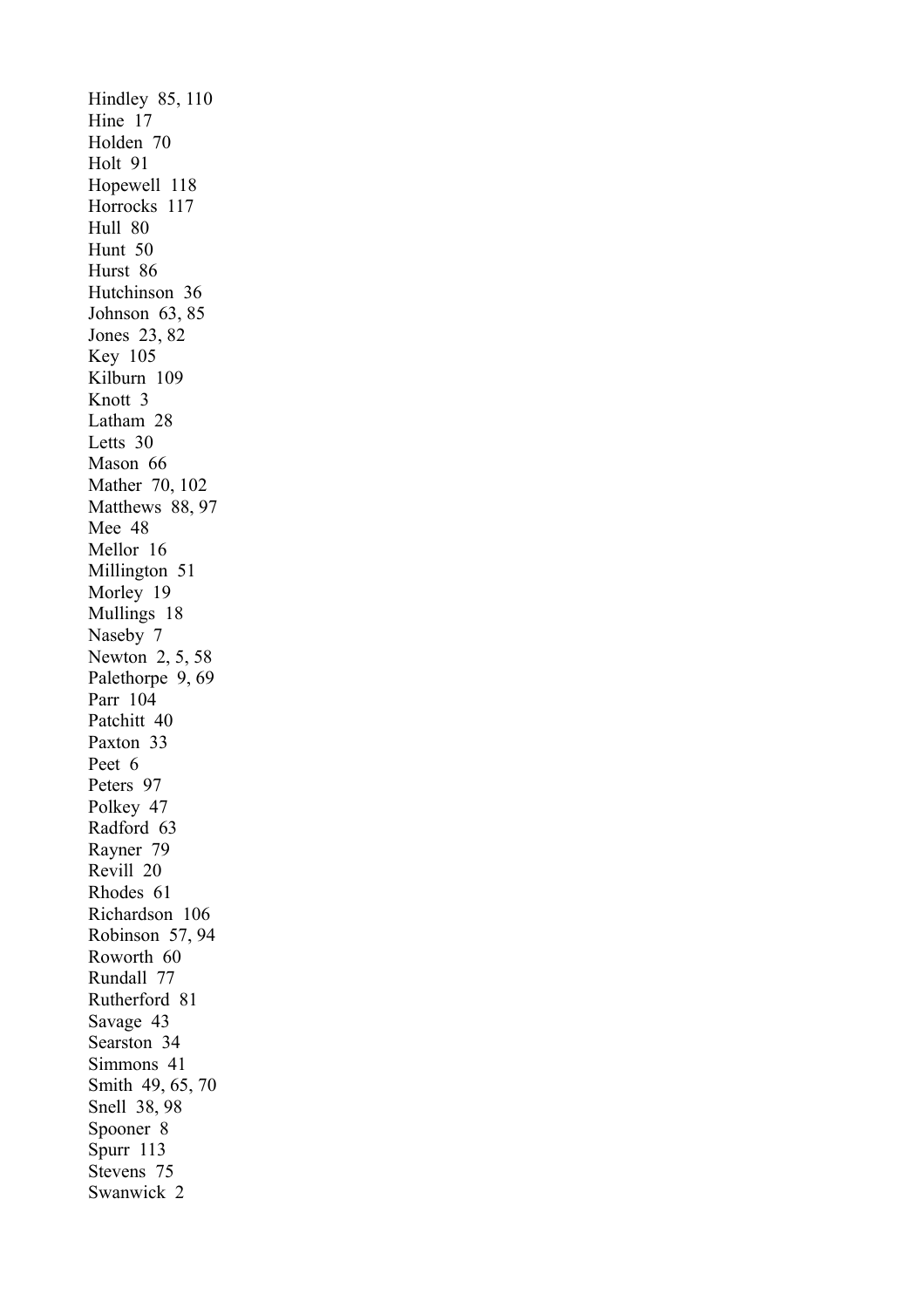Hindley 85, 110
Hine 17
Holden 70
Holt 91
Hopewell 118
Horrocks 117
Hull 80
Hunt 50
Hurst 86
Hutchinson 36
Johnson 63, 85
Jones 23, 82
Key 105
Kilburn 109
Knott 3
Latham 28
Letts 30
Mason 66
Mather 70, 102
Matthews 88, 97
Mee 48
Mellor 16
Millington 51
Morley 19
Mullings 18
Naseby 7
Newton 2, 5, 58
Palethorpe 9, 69
Parr 104
Patchitt 40
Paxton 33
Peet 6
Peters 97
Polkey 47
Radford 63
Rayner 79
Revill 20
Rhodes 61
Richardson 106
Robinson 57, 94
Roworth 60
Rundall 77
Rutherford 81
Savage 43
Searston 34
Simmons 41
Smith 49, 65, 70
Snell 38, 98
Spooner 8
Spurr 113
Stevens 75
Swanwick 2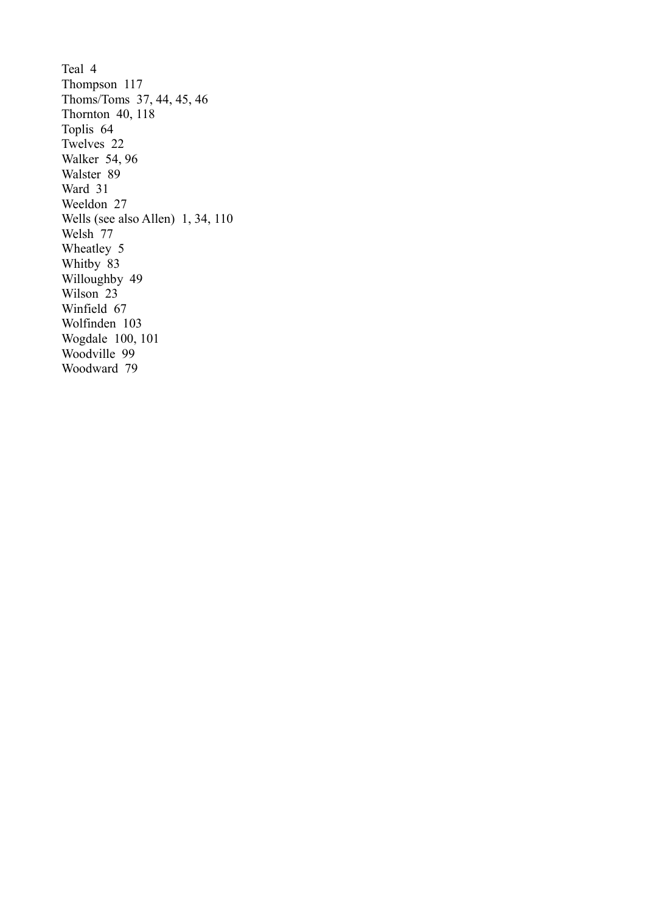Teal 4
Thompson 117
Thoms/Toms 37, 44, 45, 46
Thornton 40, 118
Toplis 64
Twelves 22
Walker 54, 96
Walster 89
Ward 31
Weeldon 27
Wells (see also Allen) 1, 34, 110
Welsh 77
Wheatley 5
Whitby 83
Willoughby 49
Wilson 23
Winfield 67
Wolfinden 103
Wogdale 100, 101
Woodville 99
Woodward 79